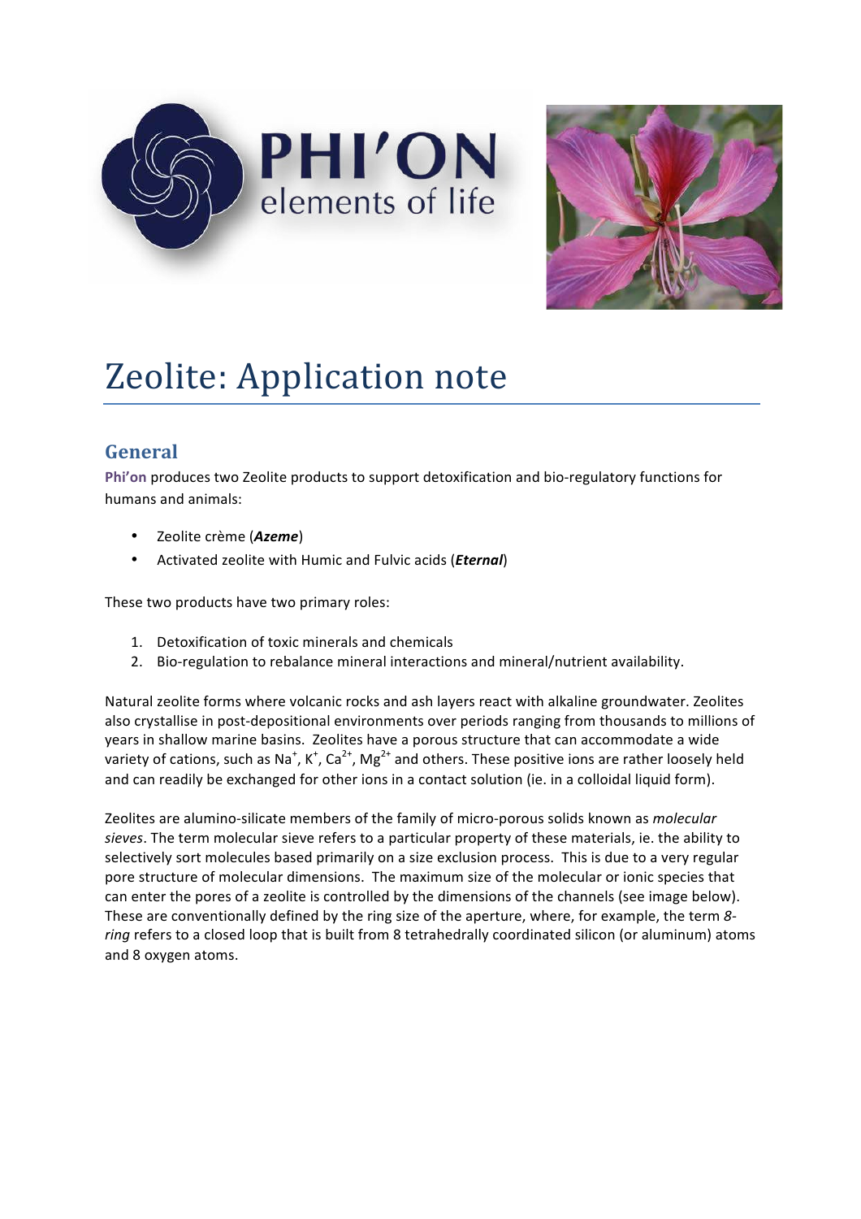PHI'ON
elements of life

# Zeolite: Application note

## General

**Phi'on** produces two Zeolite products to support detoxification and bio-regulatory functions for humans and animals:

- Zeolite crème (***Azeme***)
- Activated zeolite with Humic and Fulvic acids (***Eternal***)

These two products have two primary roles:

1. Detoxification of toxic minerals and chemicals
2. Bio-regulation to rebalance mineral interactions and mineral/nutrient availability.

Natural zeolite forms where volcanic rocks and ash layers react with alkaline groundwater. Zeolites also crystallise in post-depositional environments over periods ranging from thousands to millions of years in shallow marine basins. Zeolites have a porous structure that can accommodate a wide variety of cations, such as $Na^{+}$, $K^{+}$, $Ca^{2+}$, $Mg^{2+}$ and others. These positive ions are rather loosely held and can readily be exchanged for other ions in a contact solution (ie. in a colloidal liquid form).

Zeolites are alumino-silicate members of the family of micro-porous solids known as *molecular sieves*. The term molecular sieve refers to a particular property of these materials, ie. the ability to selectively sort molecules based primarily on a size exclusion process. This is due to a very regular pore structure of molecular dimensions. The maximum size of the molecular or ionic species that can enter the pores of a zeolite is controlled by the dimensions of the channels (see image below). These are conventionally defined by the ring size of the aperture, where, for example, the term *8-ring* refers to a closed loop that is built from 8 tetrahedrally coordinated silicon (or aluminum) atoms and 8 oxygen atoms.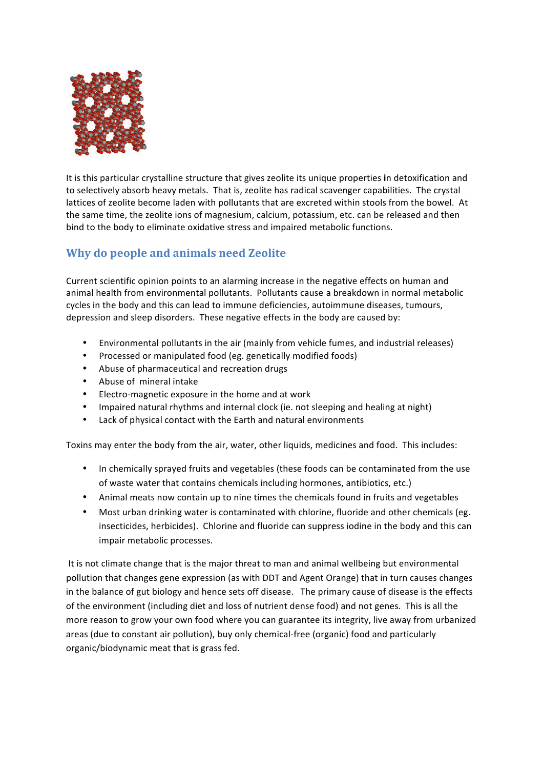It is this particular crystalline structure that gives zeolite its unique properties in detoxification and to selectively absorb heavy metals. That is, zeolite has radical scavenger capabilities. The crystal lattices of zeolite become laden with pollutants that are excreted within stools from the bowel. At the same time, the zeolite ions of magnesium, calcium, potassium, etc. can be released and then bind to the body to eliminate oxidative stress and impaired metabolic functions.

## Why do people and animals need Zeolite

Current scientific opinion points to an alarming increase in the negative effects on human and animal health from environmental pollutants. Pollutants cause a breakdown in normal metabolic cycles in the body and this can lead to immune deficiencies, autoimmune diseases, tumours, depression and sleep disorders. These negative effects in the body are caused by:

- Environmental pollutants in the air (mainly from vehicle fumes, and industrial releases)
- Processed or manipulated food (eg. genetically modified foods)
- Abuse of pharmaceutical and recreation drugs
- Abuse of mineral intake
- Electro-magnetic exposure in the home and at work
- Impaired natural rhythms and internal clock (ie. not sleeping and healing at night)
- Lack of physical contact with the Earth and natural environments

Toxins may enter the body from the air, water, other liquids, medicines and food. This includes:

- In chemically sprayed fruits and vegetables (these foods can be contaminated from the use of waste water that contains chemicals including hormones, antibiotics, etc.)
- Animal meats now contain up to nine times the chemicals found in fruits and vegetables
- Most urban drinking water is contaminated with chlorine, fluoride and other chemicals (eg. insecticides, herbicides). Chlorine and fluoride can suppress iodine in the body and this can impair metabolic processes.

It is not climate change that is the major threat to man and animal wellbeing but environmental pollution that changes gene expression (as with DDT and Agent Orange) that in turn causes changes in the balance of gut biology and hence sets off disease. The primary cause of disease is the effects of the environment (including diet and loss of nutrient dense food) and not genes. This is all the more reason to grow your own food where you can guarantee its integrity, live away from urbanized areas (due to constant air pollution), buy only chemical-free (organic) food and particularly organic/biodynamic meat that is grass fed.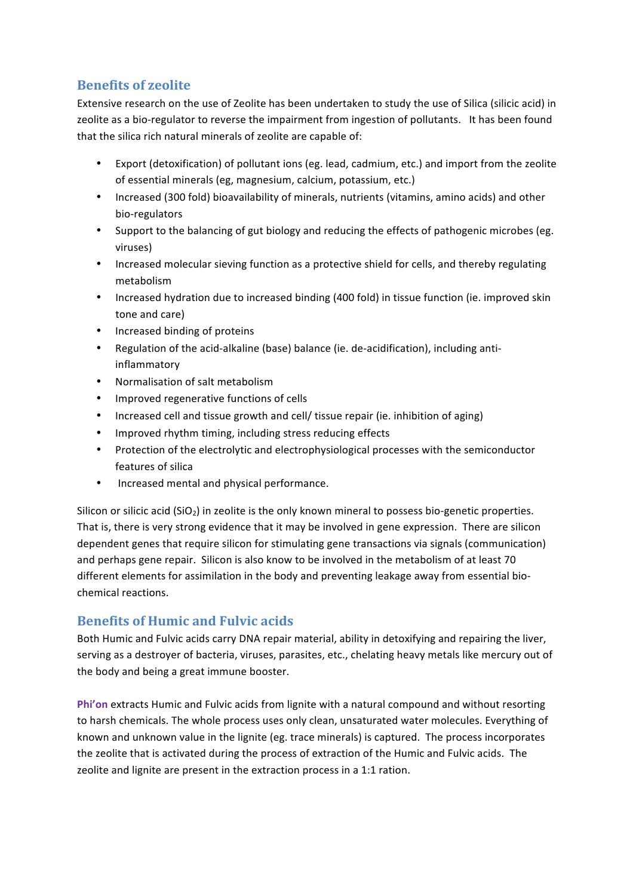## Benefits of zeolite

Extensive research on the use of Zeolite has been undertaken to study the use of Silica (silicic acid) in zeolite as a bio-regulator to reverse the impairment from ingestion of pollutants. It has been found that the silica rich natural minerals of zeolite are capable of:

- Export (detoxification) of pollutant ions (eg. lead, cadmium, etc.) and import from the zeolite of essential minerals (eg, magnesium, calcium, potassium, etc.)
- Increased (300 fold) bioavailability of minerals, nutrients (vitamins, amino acids) and other bio-regulators
- Support to the balancing of gut biology and reducing the effects of pathogenic microbes (eg. viruses)
- Increased molecular sieving function as a protective shield for cells, and thereby regulating metabolism
- Increased hydration due to increased binding (400 fold) in tissue function (ie. improved skin tone and care)
- Increased binding of proteins
- Regulation of the acid-alkaline (base) balance (ie. de-acidification), including anti-inflammatory
- Normalisation of salt metabolism
- Improved regenerative functions of cells
- Increased cell and tissue growth and cell/ tissue repair (ie. inhibition of aging)
- Improved rhythm timing, including stress reducing effects
- Protection of the electrolytic and electrophysiological processes with the semiconductor features of silica
- Increased mental and physical performance.

Silicon or silicic acid ($SiO_2$) in zeolite is the only known mineral to possess bio-genetic properties. That is, there is very strong evidence that it may be involved in gene expression. There are silicon dependent genes that require silicon for stimulating gene transactions via signals (communication) and perhaps gene repair. Silicon is also know to be involved in the metabolism of at least 70 different elements for assimilation in the body and preventing leakage away from essential bio-chemical reactions.

## Benefits of Humic and Fulvic acids

Both Humic and Fulvic acids carry DNA repair material, ability in detoxifying and repairing the liver, serving as a destroyer of bacteria, viruses, parasites, etc., chelating heavy metals like mercury out of the body and being a great immune booster.

**Phi'on** extracts Humic and Fulvic acids from lignite with a natural compound and without resorting to harsh chemicals. The whole process uses only clean, unsaturated water molecules. Everything of known and unknown value in the lignite (eg. trace minerals) is captured. The process incorporates the zeolite that is activated during the process of extraction of the Humic and Fulvic acids. The zeolite and lignite are present in the extraction process in a 1:1 ration.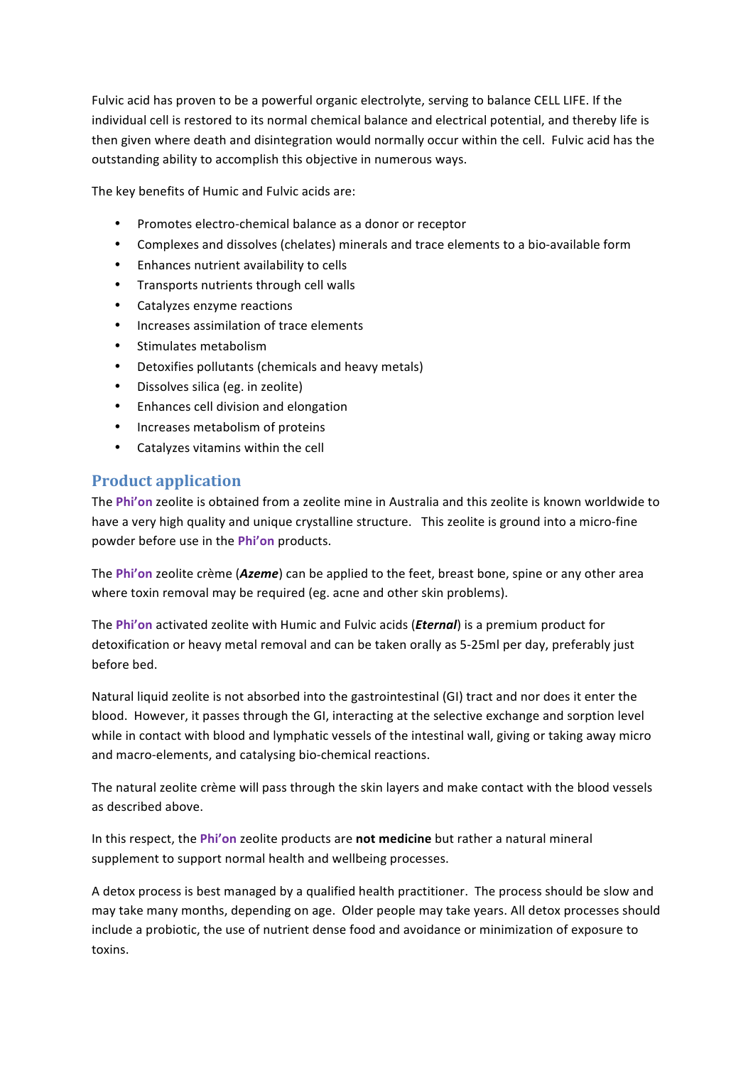Fulvic acid has proven to be a powerful organic electrolyte, serving to balance CELL LIFE. If the individual cell is restored to its normal chemical balance and electrical potential, and thereby life is then given where death and disintegration would normally occur within the cell.  Fulvic acid has the outstanding ability to accomplish this objective in numerous ways.

The key benefits of Humic and Fulvic acids are:

- Promotes electro-chemical balance as a donor or receptor
- Complexes and dissolves (chelates) minerals and trace elements to a bio-available form
- Enhances nutrient availability to cells
- Transports nutrients through cell walls
- Catalyzes enzyme reactions
- Increases assimilation of trace elements
- Stimulates metabolism
- Detoxifies pollutants (chemicals and heavy metals)
- Dissolves silica (eg. in zeolite)
- Enhances cell division and elongation
- Increases metabolism of proteins
- Catalyzes vitamins within the cell

## Product application

The **Phi'on** zeolite is obtained from a zeolite mine in Australia and this zeolite is known worldwide to have a very high quality and unique crystalline structure.   This zeolite is ground into a micro-fine powder before use in the **Phi'on** products.

The **Phi'on** zeolite crème (***Azeme***) can be applied to the feet, breast bone, spine or any other area where toxin removal may be required (eg. acne and other skin problems).

The **Phi'on** activated zeolite with Humic and Fulvic acids (***Eternal***) is a premium product for detoxification or heavy metal removal and can be taken orally as 5-25ml per day, preferably just before bed.

Natural liquid zeolite is not absorbed into the gastrointestinal (GI) tract and nor does it enter the blood.  However, it passes through the GI, interacting at the selective exchange and sorption level while in contact with blood and lymphatic vessels of the intestinal wall, giving or taking away micro and macro-elements, and catalysing bio-chemical reactions.

The natural zeolite crème will pass through the skin layers and make contact with the blood vessels as described above.

In this respect, the **Phi'on** zeolite products are **not medicine** but rather a natural mineral supplement to support normal health and wellbeing processes.

A detox process is best managed by a qualified health practitioner.  The process should be slow and may take many months, depending on age.  Older people may take years. All detox processes should include a probiotic, the use of nutrient dense food and avoidance or minimization of exposure to toxins.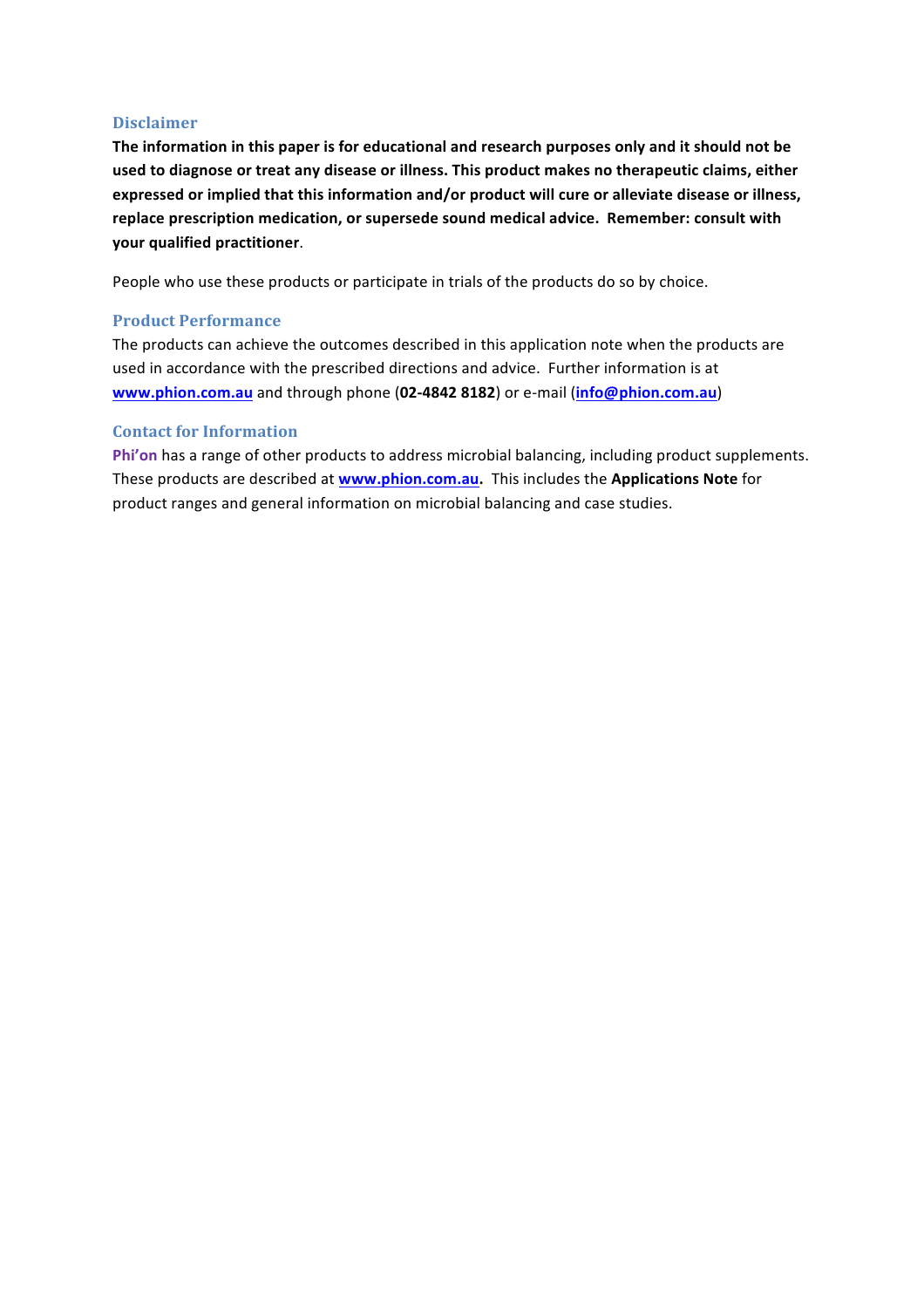## Disclaimer

**The information in this paper is for educational and research purposes only and it should not be used to diagnose or treat any disease or illness. This product makes no therapeutic claims, either expressed or implied that this information and/or product will cure or alleviate disease or illness, replace prescription medication, or supersede sound medical advice. Remember: consult with your qualified practitioner**.

People who use these products or participate in trials of the products do so by choice.

## Product Performance

The products can achieve the outcomes described in this application note when the products are used in accordance with the prescribed directions and advice. Further information is at **www.phion.com.au** and through phone (**02-4842 8182**) or e-mail (**info@phion.com.au**)

## Contact for Information

**Phi'on** has a range of other products to address microbial balancing, including product supplements. These products are described at **www.phion.com.au.** This includes the **Applications Note** for product ranges and general information on microbial balancing and case studies.